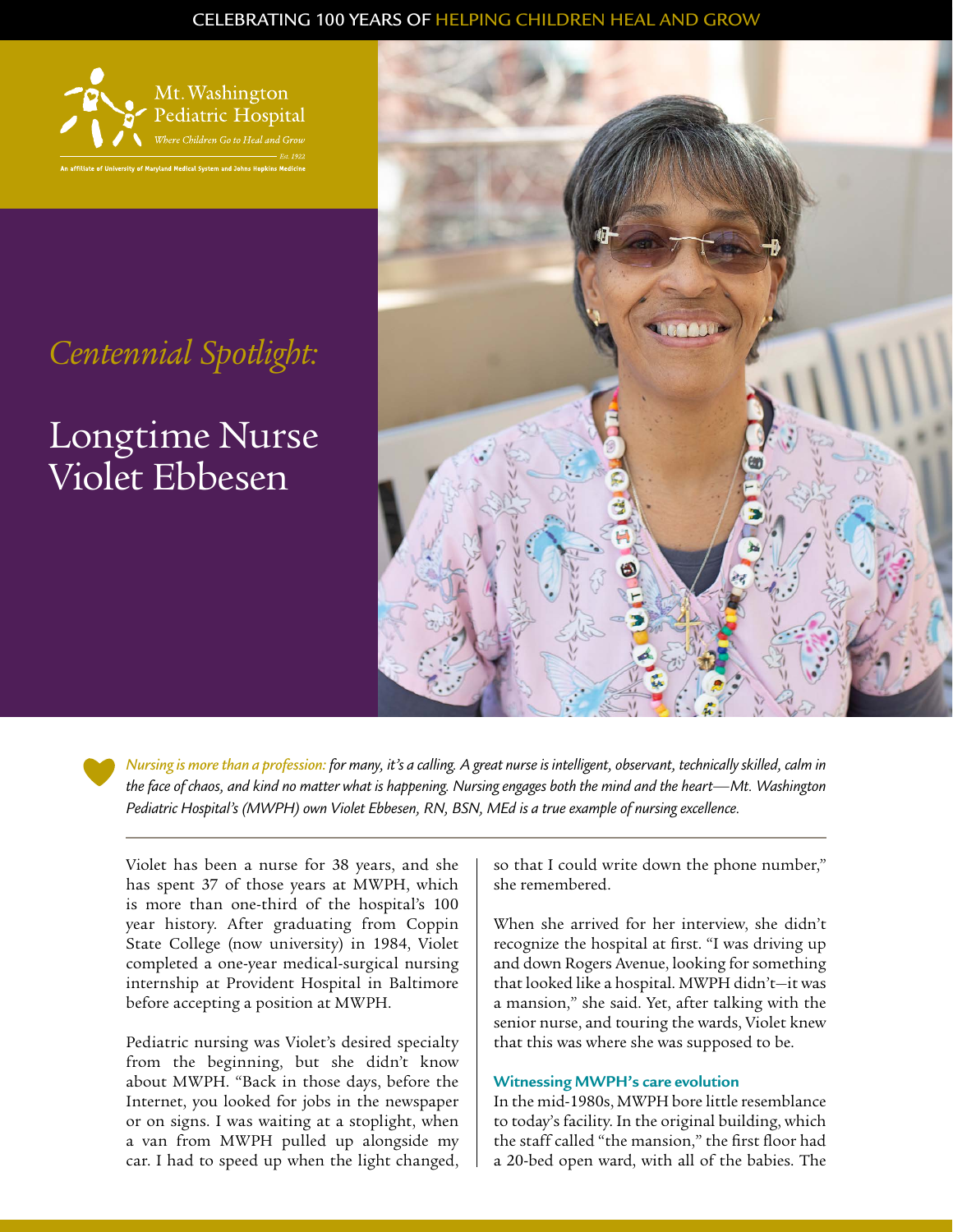CELEBRATING 100 YEARS OF HELPING CHILDREN HEAL AND GROW

Mt. Washington Pediatric Hospital
*Where Children Go to Heal and Grow*
*Est. 1922*
An affiliate of University of Maryland Medical System and Johns Hopkins Medicine

*Centennial Spotlight:*

# Longtime Nurse Violet Ebbesen

*Nursing is more than a profession: for many, it's a calling. A great nurse is intelligent, observant, technically skilled, calm in the face of chaos, and kind no matter what is happening. Nursing engages both the mind and the heart—Mt. Washington Pediatric Hospital's (MWPH) own Violet Ebbesen, RN, BSN, MEd is a true example of nursing excellence.*

Violet has been a nurse for 38 years, and she has spent 37 of those years at MWPH, which is more than one-third of the hospital's 100 year history. After graduating from Coppin State College (now university) in 1984, Violet completed a one-year medical-surgical nursing internship at Provident Hospital in Baltimore before accepting a position at MWPH.

Pediatric nursing was Violet's desired specialty from the beginning, but she didn't know about MWPH. "Back in those days, before the Internet, you looked for jobs in the newspaper or on signs. I was waiting at a stoplight, when a van from MWPH pulled up alongside my car. I had to speed up when the light changed, so that I could write down the phone number," she remembered.

When she arrived for her interview, she didn't recognize the hospital at first. "I was driving up and down Rogers Avenue, looking for something that looked like a hospital. MWPH didn't—it was a mansion," she said. Yet, after talking with the senior nurse, and touring the wards, Violet knew that this was where she was supposed to be.

## Witnessing MWPH's care evolution

In the mid-1980s, MWPH bore little resemblance to today's facility. In the original building, which the staff called "the mansion," the first floor had a 20-bed open ward, with all of the babies. The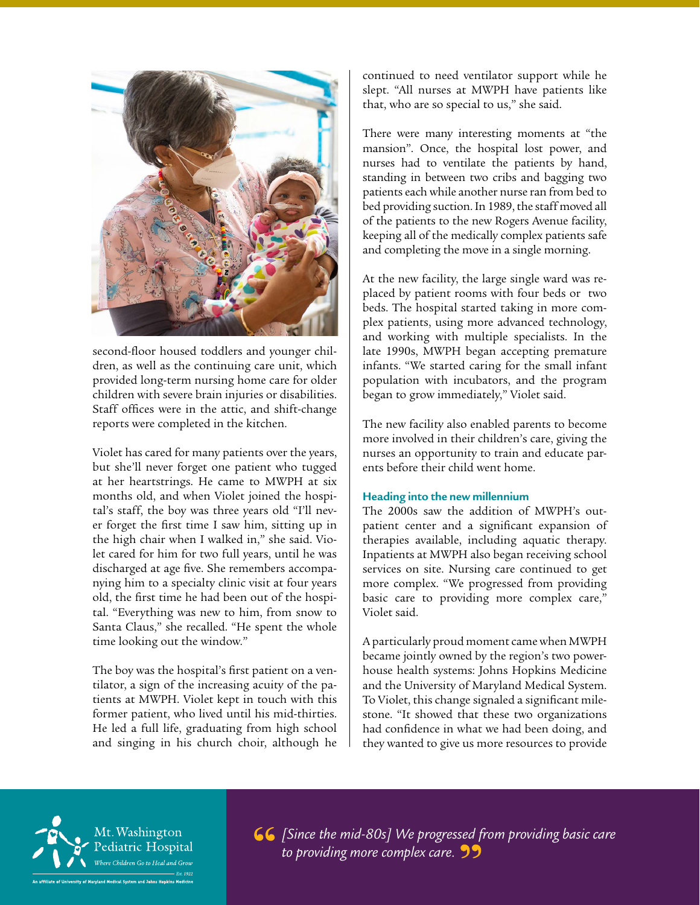second-floor housed toddlers and younger children, as well as the continuing care unit, which provided long-term nursing home care for older children with severe brain injuries or disabilities. Staff offices were in the attic, and shift-change reports were completed in the kitchen.

Violet has cared for many patients over the years, but she'll never forget one patient who tugged at her heartstrings. He came to MWPH at six months old, and when Violet joined the hospital's staff, the boy was three years old "I'll never forget the first time I saw him, sitting up in the high chair when I walked in," she said. Violet cared for him for two full years, until he was discharged at age five. She remembers accompanying him to a specialty clinic visit at four years old, the first time he had been out of the hospital. "Everything was new to him, from snow to Santa Claus," she recalled. "He spent the whole time looking out the window."

The boy was the hospital's first patient on a ventilator, a sign of the increasing acuity of the patients at MWPH. Violet kept in touch with this former patient, who lived until his mid-thirties. He led a full life, graduating from high school and singing in his church choir, although he continued to need ventilator support while he slept. "All nurses at MWPH have patients like that, who are so special to us," she said.

There were many interesting moments at "the mansion". Once, the hospital lost power, and nurses had to ventilate the patients by hand, standing in between two cribs and bagging two patients each while another nurse ran from bed to bed providing suction. In 1989, the staff moved all of the patients to the new Rogers Avenue facility, keeping all of the medically complex patients safe and completing the move in a single morning.

At the new facility, the large single ward was replaced by patient rooms with four beds or two beds. The hospital started taking in more complex patients, using more advanced technology, and working with multiple specialists. In the late 1990s, MWPH began accepting premature infants. "We started caring for the small infant population with incubators, and the program began to grow immediately," Violet said.

The new facility also enabled parents to become more involved in their children's care, giving the nurses an opportunity to train and educate parents before their child went home.

### Heading into the new millennium

The 2000s saw the addition of MWPH's outpatient center and a significant expansion of therapies available, including aquatic therapy. Inpatients at MWPH also began receiving school services on site. Nursing care continued to get more complex. "We progressed from providing basic care to providing more complex care," Violet said.

A particularly proud moment came when MWPH became jointly owned by the region's two powerhouse health systems: Johns Hopkins Medicine and the University of Maryland Medical System. To Violet, this change signaled a significant milestone. "It showed that these two organizations had confidence in what we had been doing, and they wanted to give us more resources to provide

Mt. Washington Pediatric Hospital
*Where Children Go to Heal and Grow*
*Est. 1922*
An affiliate of University of Maryland Medical System and Johns Hopkins Medicine

> *[Since the mid-80s] We progressed from providing basic care to providing more complex care.*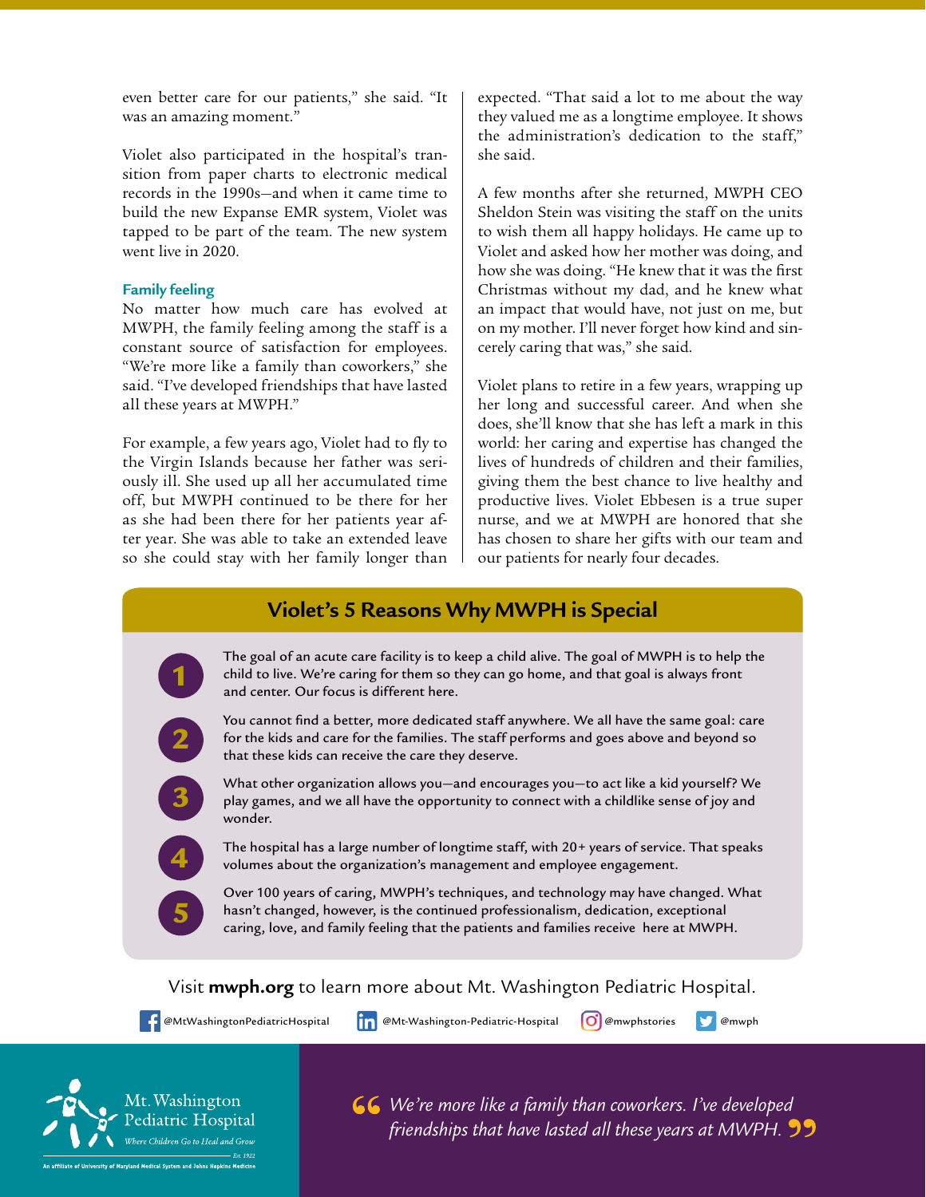even better care for our patients," she said. "It was an amazing moment."

Violet also participated in the hospital's transition from paper charts to electronic medical records in the 1990s—and when it came time to build the new Expanse EMR system, Violet was tapped to be part of the team. The new system went live in 2020.

### Family feeling

No matter how much care has evolved at MWPH, the family feeling among the staff is a constant source of satisfaction for employees. "We're more like a family than coworkers," she said. "I've developed friendships that have lasted all these years at MWPH."

For example, a few years ago, Violet had to fly to the Virgin Islands because her father was seriously ill. She used up all her accumulated time off, but MWPH continued to be there for her as she had been there for her patients year after year. She was able to take an extended leave so she could stay with her family longer than expected. "That said a lot to me about the way they valued me as a longtime employee. It shows the administration's dedication to the staff," she said.

A few months after she returned, MWPH CEO Sheldon Stein was visiting the staff on the units to wish them all happy holidays. He came up to Violet and asked how her mother was doing, and how she was doing. "He knew that it was the first Christmas without my dad, and he knew what an impact that would have, not just on me, but on my mother. I'll never forget how kind and sincerely caring that was," she said.

Violet plans to retire in a few years, wrapping up her long and successful career. And when she does, she'll know that she has left a mark in this world: her caring and expertise has changed the lives of hundreds of children and their families, giving them the best chance to live healthy and productive lives. Violet Ebbesen is a true super nurse, and we at MWPH are honored that she has chosen to share her gifts with our team and our patients for nearly four decades.

## Violet's 5 Reasons Why MWPH is Special

1. The goal of an acute care facility is to keep a child alive. The goal of MWPH is to help the child to live. We're caring for them so they can go home, and that goal is always front and center. Our focus is different here.
2. You cannot find a better, more dedicated staff anywhere. We all have the same goal: care for the kids and care for the families. The staff performs and goes above and beyond so that these kids can receive the care they deserve.
3. What other organization allows you—and encourages you—to act like a kid yourself? We play games, and we all have the opportunity to connect with a childlike sense of joy and wonder.
4. The hospital has a large number of longtime staff, with 20+ years of service. That speaks volumes about the organization's management and employee engagement.
5. Over 100 years of caring, MWPH's techniques, and technology may have changed. What hasn't changed, however, is the continued professionalism, dedication, exceptional caring, love, and family feeling that the patients and families receive here at MWPH.

Visit **mwph.org** to learn more about Mt. Washington Pediatric Hospital.

@MtWashingtonPediatricHospital @Mt-Washington-Pediatric-Hospital @mwphstories @mwph

Mt. Washington Pediatric Hospital
*Where Children Go to Heal and Grow*
Est. 1922
An affiliate of University of Maryland Medical System and Johns Hopkins Medicine

*"We're more like a family than coworkers. I've developed friendships that have lasted all these years at MWPH."*